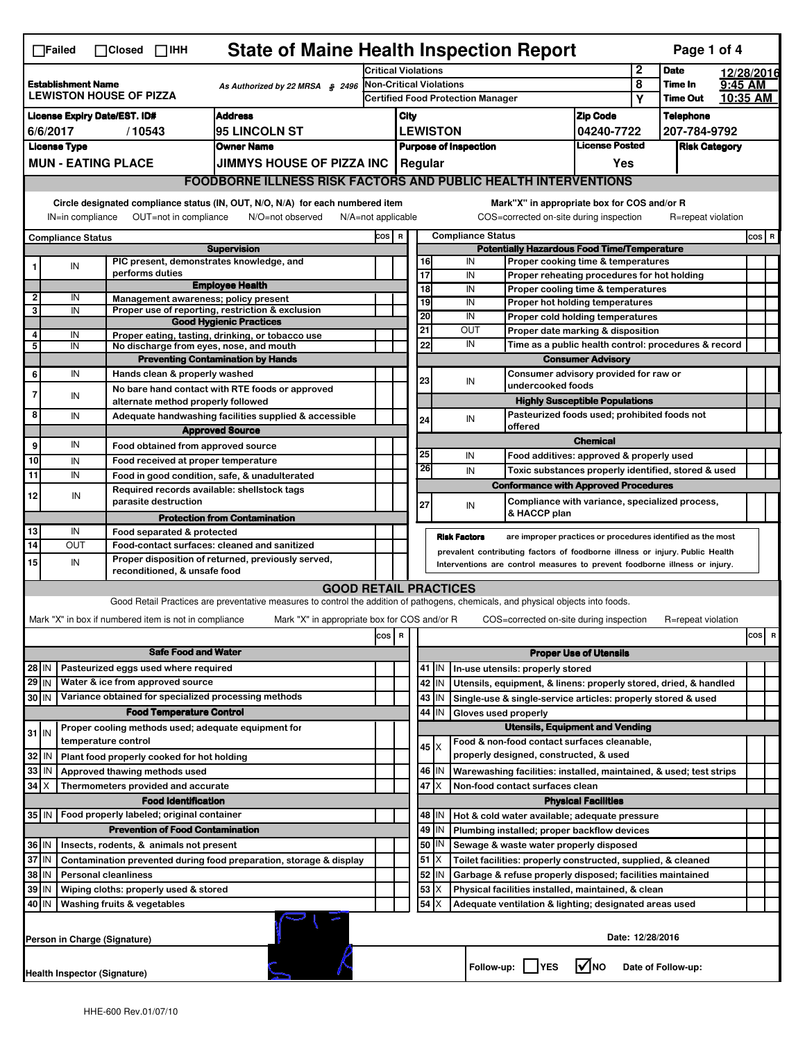☐Failed ☐Closed ☐IHH

# State of Maine Health Inspection Report

| | | | | | |
|---|---|---|---|---|---|
| **Establishment Name** LEWISTON HOUSE OF PIZZA | As Authorized by 22 MRSA § 2496 | Critical Violations | 2 | **Date** | 12/28/2016 |
| | | Non-Critical Violations | 8 | **Time In** | 9:45 AM |
| | | Certified Food Protection Manager | Y | **Time Out** | 10:35 AM |

| License Expiry Date/EST. ID# | Address | City | Zip Code | Telephone |
|---|---|---|---|---|
| 6/6/2017 / 10543 | 95 LINCOLN ST | LEWISTON | 04240-7722 | 207-784-9792 |

| License Type | Owner Name | Purpose of Inspection | License Posted | Risk Category |
|---|---|---|---|---|
| MUN - EATING PLACE | JIMMYS HOUSE OF PIZZA INC | Regular | Yes | |

## FOODBORNE ILLNESS RISK FACTORS AND PUBLIC HEALTH INTERVENTIONS

Circle designated compliance status (IN, OUT, N/O, N/A) for each numbered item
IN=in compliance OUT=not in compliance N/O=not observed N/A=not applicable

Mark"X" in appropriate box for COS and/or R
COS=corrected on-site during inspection R=repeat violation

| # | Compliance Status | Item | COS | R |
|---|---|---|---|---|
| | | **Supervision** | | |
| 1 | IN | PIC present, demonstrates knowledge, and performs duties | | |
| | | **Employee Health** | | |
| 2 | IN | Management awareness; policy present | | |
| 3 | IN | Proper use of reporting, restriction & exclusion | | |
| | | **Good Hygienic Practices** | | |
| 4 | IN | Proper eating, tasting, drinking, or tobacco use | | |
| 5 | IN | No discharge from eyes, nose, and mouth | | |
| | | **Preventing Contamination by Hands** | | |
| 6 | IN | Hands clean & properly washed | | |
| 7 | IN | No bare hand contact with RTE foods or approved alternate method properly followed | | |
| 8 | IN | Adequate handwashing facilities supplied & accessible | | |
| | | **Approved Source** | | |
| 9 | IN | Food obtained from approved source | | |
| 10 | IN | Food received at proper temperature | | |
| 11 | IN | Food in good condition, safe, & unadulterated | | |
| 12 | IN | Required records available: shellstock tags parasite destruction | | |
| | | **Protection from Contamination** | | |
| 13 | IN | Food separated & protected | | |
| 14 | OUT | Food-contact surfaces: cleaned and sanitized | | |
| 15 | IN | Proper disposition of returned, previously served, reconditioned, & unsafe food | | |
| | | **Potentially Hazardous Food Time/Temperature** | | |
| 16 | IN | Proper cooking time & temperatures | | |
| 17 | IN | Proper reheating procedures for hot holding | | |
| 18 | IN | Proper cooling time & temperatures | | |
| 19 | IN | Proper hot holding temperatures | | |
| 20 | IN | Proper cold holding temperatures | | |
| 21 | OUT | Proper date marking & disposition | | |
| 22 | IN | Time as a public health control: procedures & record | | |
| | | **Consumer Advisory** | | |
| 23 | IN | Consumer advisory provided for raw or undercooked foods | | |
| | | **Highly Susceptible Populations** | | |
| 24 | IN | Pasteurized foods used; prohibited foods not offered | | |
| | | **Chemical** | | |
| 25 | IN | Food additives: approved & properly used | | |
| 26 | IN | Toxic substances properly identified, stored & used | | |
| | | **Conformance with Approved Procedures** | | |
| 27 | IN | Compliance with variance, specialized process, & HACCP plan | | |

**Risk Factors** are improper practices or procedures identified as the most prevalent contributing factors of foodborne illness or injury. Public Health Interventions are control measures to prevent foodborne illness or injury.

## GOOD RETAIL PRACTICES

Good Retail Practices are preventative measures to control the addition of pathogens, chemicals, and physical objects into foods.

Mark "X" in box if numbered item is not in compliance Mark "X" in appropriate box for COS and/or R COS=corrected on-site during inspection R=repeat violation

| # | Status | Item | COS | R |
|---|---|---|---|---|
| | | **Safe Food and Water** | | |
| 28 | IN | Pasteurized eggs used where required | | |
| 29 | IN | Water & ice from approved source | | |
| 30 | IN | Variance obtained for specialized processing methods | | |
| | | **Food Temperature Control** | | |
| 31 | IN | Proper cooling methods used; adequate equipment for temperature control | | |
| 32 | IN | Plant food properly cooked for hot holding | | |
| 33 | IN | Approved thawing methods used | | |
| 34 | X | Thermometers provided and accurate | | |
| | | **Food Identification** | | |
| 35 | IN | Food properly labeled; original container | | |
| | | **Prevention of Food Contamination** | | |
| 36 | IN | Insects, rodents, & animals not present | | |
| 37 | IN | Contamination prevented during food preparation, storage & display | | |
| 38 | IN | Personal cleanliness | | |
| 39 | IN | Wiping cloths: properly used & stored | | |
| 40 | IN | Washing fruits & vegetables | | |
| | | **Proper Use of Utensils** | | |
| 41 | IN | In-use utensils: properly stored | | |
| 42 | IN | Utensils, equipment, & linens: properly stored, dried, & handled | | |
| 43 | IN | Single-use & single-service articles: properly stored & used | | |
| 44 | IN | Gloves used properly | | |
| | | **Utensils, Equipment and Vending** | | |
| 45 | X | Food & non-food contact surfaces cleanable, properly designed, constructed, & used | | |
| 46 | IN | Warewashing facilities: installed, maintained, & used; test strips | | |
| 47 | X | Non-food contact surfaces clean | | |
| | | **Physical Facilities** | | |
| 48 | IN | Hot & cold water available; adequate pressure | | |
| 49 | IN | Plumbing installed; proper backflow devices | | |
| 50 | IN | Sewage & waste water properly disposed | | |
| 51 | X | Toilet facilities: properly constructed, supplied, & cleaned | | |
| 52 | IN | Garbage & refuse properly disposed; facilities maintained | | |
| 53 | X | Physical facilities installed, maintained, & clean | | |
| 54 | X | Adequate ventilation & lighting; designated areas used | | |

Person in Charge (Signature)

Date: 12/28/2016

Health Inspector (Signature)

Follow-up: ☐ YES ☑ NO Date of Follow-up:

HHE-600 Rev.01/07/10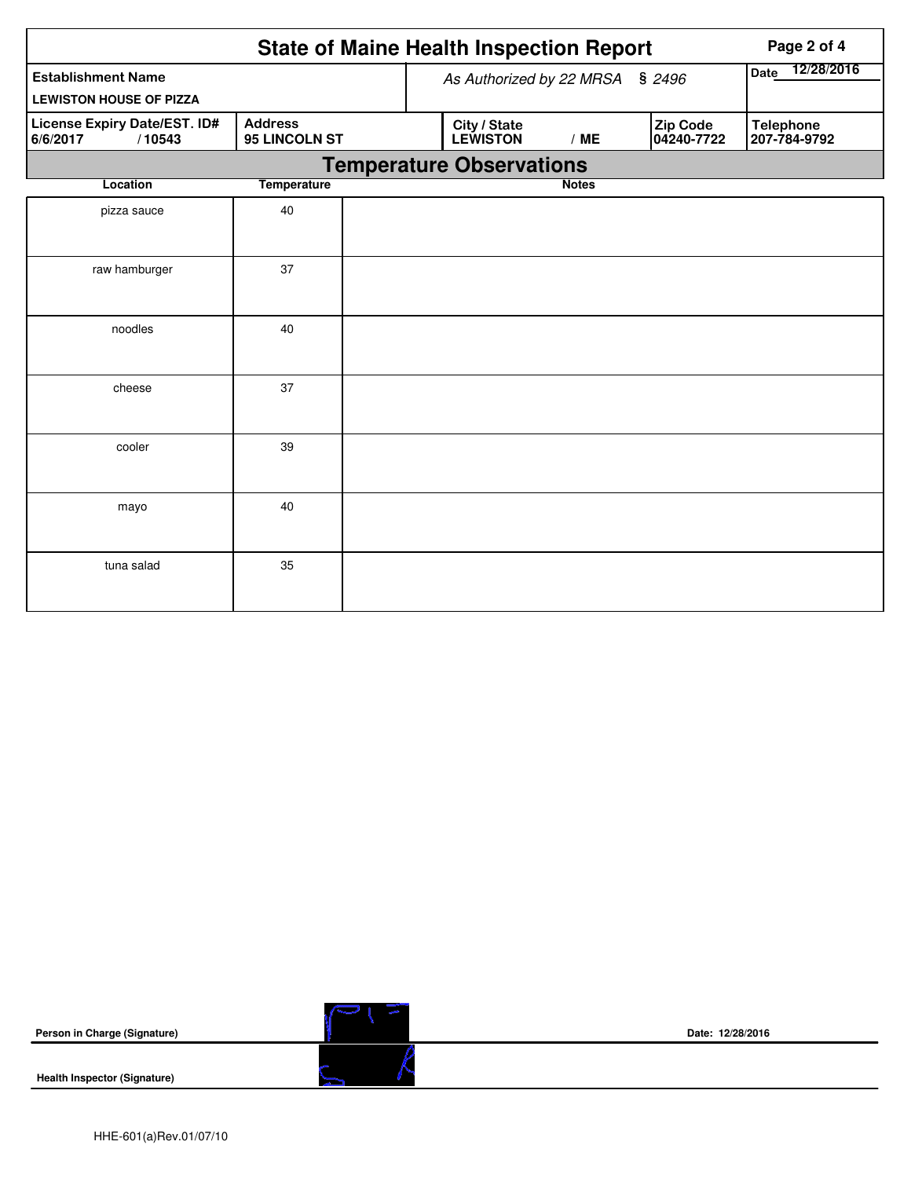# State of Maine Health Inspection Report

| Establishment Name | As Authorized by 22 MRSA § 2496 | Date 12/28/2016 |
|---|---|---|
| LEWISTON HOUSE OF PIZZA | | |

| License Expiry Date/EST. ID# | Address | City / State | Zip Code | Telephone |
|---|---|---|---|---|
| 6/6/2017 / 10543 | 95 LINCOLN ST | LEWISTON / ME | 04240-7722 | 207-784-9792 |

## Temperature Observations

| Location | Temperature | Notes |
|---|---|---|
| pizza sauce | 40 | |
| raw hamburger | 37 | |
| noodles | 40 | |
| cheese | 37 | |
| cooler | 39 | |
| mayo | 40 | |
| tuna salad | 35 | |

**Person in Charge (Signature)** Date: 12/28/2016

**Health Inspector (Signature)**

HHE-601(a)Rev.01/07/10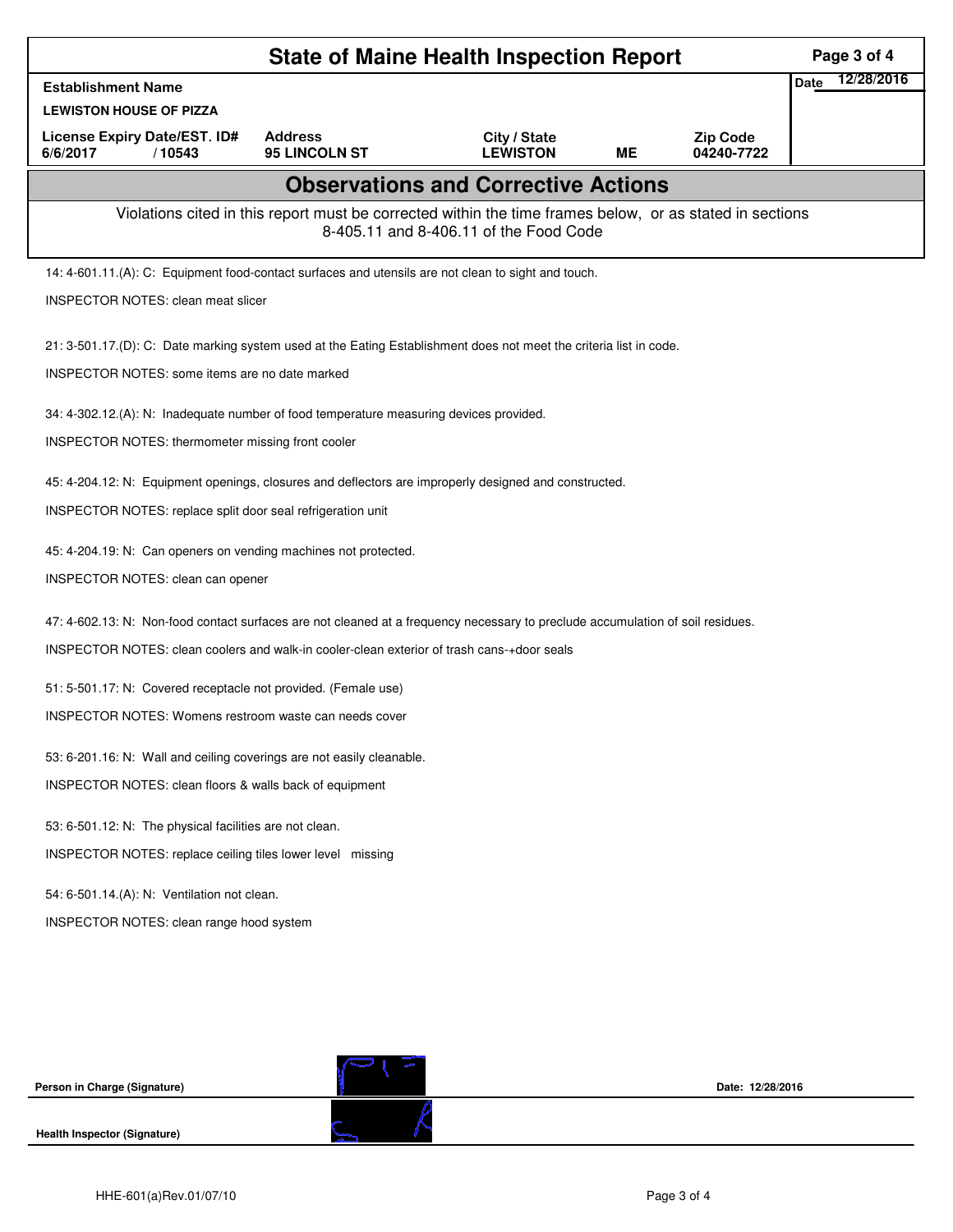# State of Maine Health Inspection Report

| Establishment Name | | | | | Date 12/28/2016 |
|---|---|---|---|---|---|
| LEWISTON HOUSE OF PIZZA | | | | | |
| License Expiry Date/EST. ID# | Address | City / State | | Zip Code | |
| 6/6/2017 / 10543 | 95 LINCOLN ST | LEWISTON | ME | 04240-7722 | |

## Observations and Corrective Actions

Violations cited in this report must be corrected within the time frames below, or as stated in sections 8-405.11 and 8-406.11 of the Food Code

14: 4-601.11.(A): C: Equipment food-contact surfaces and utensils are not clean to sight and touch.

INSPECTOR NOTES: clean meat slicer

21: 3-501.17.(D): C: Date marking system used at the Eating Establishment does not meet the criteria list in code.

INSPECTOR NOTES: some items are no date marked

34: 4-302.12.(A): N: Inadequate number of food temperature measuring devices provided.

INSPECTOR NOTES: thermometer missing front cooler

45: 4-204.12: N: Equipment openings, closures and deflectors are improperly designed and constructed.

INSPECTOR NOTES: replace split door seal refrigeration unit

45: 4-204.19: N: Can openers on vending machines not protected.

INSPECTOR NOTES: clean can opener

47: 4-602.13: N: Non-food contact surfaces are not cleaned at a frequency necessary to preclude accumulation of soil residues.

INSPECTOR NOTES: clean coolers and walk-in cooler-clean exterior of trash cans-+door seals

51: 5-501.17: N: Covered receptacle not provided. (Female use)

INSPECTOR NOTES: Womens restroom waste can needs cover

53: 6-201.16: N: Wall and ceiling coverings are not easily cleanable.

INSPECTOR NOTES: clean floors & walls back of equipment

53: 6-501.12: N: The physical facilities are not clean.

INSPECTOR NOTES: replace ceiling tiles lower level missing

54: 6-501.14.(A): N: Ventilation not clean.

INSPECTOR NOTES: clean range hood system

**Person in Charge (Signature)** Date: 12/28/2016

**Health Inspector (Signature)**

HHE-601(a)Rev.01/07/10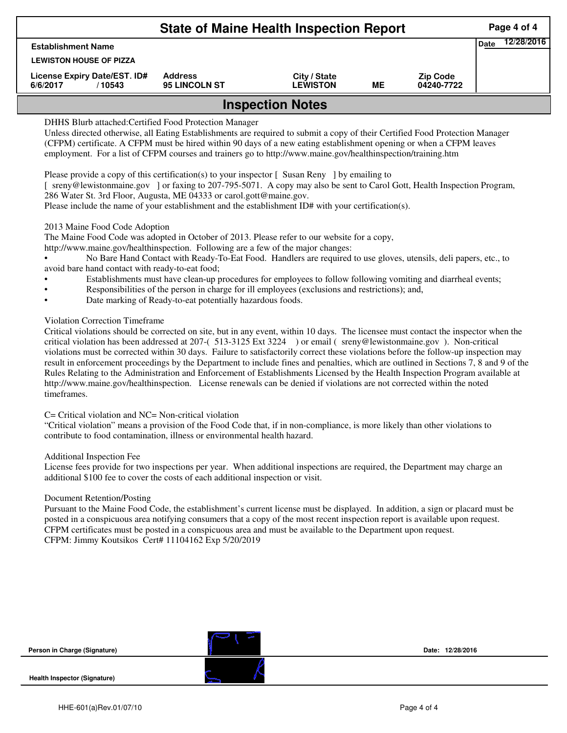# State of Maine Health Inspection Report

| | | | | | |
|---|---|---|---|---|---|
| **Establishment Name** | | | | | **Date** 12/28/2016 |
| **LEWISTON HOUSE OF PIZZA** | | | | | |
| **License Expiry Date/EST. ID#** | **Address** | **City / State** | | **Zip Code** | |
| **6/6/2017 / 10543** | **95 LINCOLN ST** | **LEWISTON** | **ME** | **04240-7722** | |

## Inspection Notes

DHHS Blurb attached:Certified Food Protection Manager

Unless directed otherwise, all Eating Establishments are required to submit a copy of their Certified Food Protection Manager (CFPM) certificate. A CFPM must be hired within 90 days of a new eating establishment opening or when a CFPM leaves employment. For a list of CFPM courses and trainers go to http://www.maine.gov/healthinspection/training.htm

Please provide a copy of this certification(s) to your inspector [ Susan Reny ] by emailing to [ sreny@lewistonmaine.gov ] or faxing to 207-795-5071. A copy may also be sent to Carol Gott, Health Inspection Program, 286 Water St. 3rd Floor, Augusta, ME 04333 or carol.gott@maine.gov.
Please include the name of your establishment and the establishment ID# with your certification(s).

2013 Maine Food Code Adoption
The Maine Food Code was adopted in October of 2013. Please refer to our website for a copy, http://www.maine.gov/healthinspection. Following are a few of the major changes:

- No Bare Hand Contact with Ready-To-Eat Food. Handlers are required to use gloves, utensils, deli papers, etc., to avoid bare hand contact with ready-to-eat food;
- Establishments must have clean-up procedures for employees to follow following vomiting and diarrheal events;
- Responsibilities of the person in charge for ill employees (exclusions and restrictions); and,
- Date marking of Ready-to-eat potentially hazardous foods.

Violation Correction Timeframe
Critical violations should be corrected on site, but in any event, within 10 days. The licensee must contact the inspector when the critical violation has been addressed at 207-( 513-3125 Ext 3224 ) or email ( sreny@lewistonmaine.gov ). Non-critical violations must be corrected within 30 days. Failure to satisfactorily correct these violations before the follow-up inspection may result in enforcement proceedings by the Department to include fines and penalties, which are outlined in Sections 7, 8 and 9 of the Rules Relating to the Administration and Enforcement of Establishments Licensed by the Health Inspection Program available at http://www.maine.gov/healthinspection. License renewals can be denied if violations are not corrected within the noted timeframes.

C= Critical violation and NC= Non-critical violation
"Critical violation" means a provision of the Food Code that, if in non-compliance, is more likely than other violations to contribute to food contamination, illness or environmental health hazard.

Additional Inspection Fee
License fees provide for two inspections per year. When additional inspections are required, the Department may charge an additional $100 fee to cover the costs of each additional inspection or visit.

Document Retention/Posting
Pursuant to the Maine Food Code, the establishment's current license must be displayed. In addition, a sign or placard must be posted in a conspicuous area notifying consumers that a copy of the most recent inspection report is available upon request. CFPM certificates must be posted in a conspicuous area and must be available to the Department upon request.
CFPM: Jimmy Koutsikos Cert# 11104162 Exp 5/20/2019

**Person in Charge (Signature)** &nbsp;&nbsp;&nbsp;&nbsp; **Date: 12/28/2016**

**Health Inspector (Signature)**

HHE-601(a)Rev.01/07/10